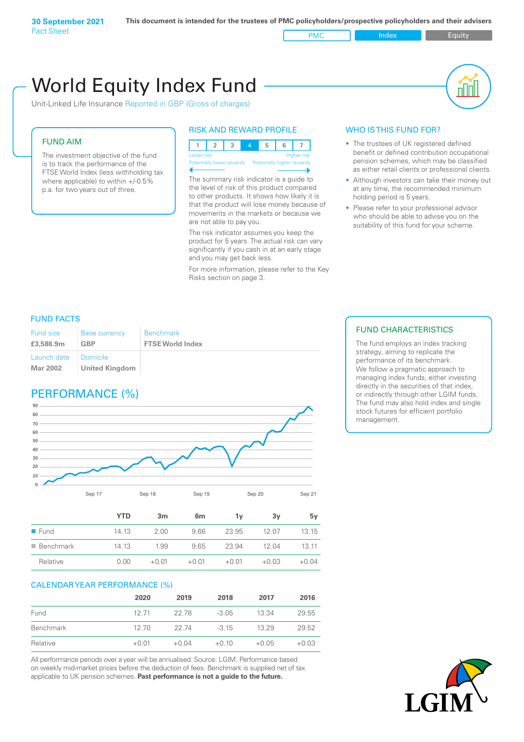**30 September 2021**
Fact Sheet

**This document is intended for the trustees of PMC policyholders/prospective policyholders and their advisers**

PMC | Index | Equity

# World Equity Index Fund

Unit-Linked Life Insurance Reported in GBP (Gross of charges)

## FUND AIM

The investment objective of the fund is to track the performance of the FTSE World Index (less withholding tax where applicable) to within +/-0.5% p.a. for two years out of three.

## RISK AND REWARD PROFILE

| 1 | 2 | 3 | 4 | 5 | 6 | 7 |
|---|---|---|---|---|---|---|

Lower risk — Higher risk
Potentially lower rewards — Potentially higher rewards

The summary risk indicator is a guide to the level of risk of this product compared to other products. It shows how likely it is that the product will lose money because of movements in the markets or because we are not able to pay you.

The risk indicator assumes you keep the product for 5 years. The actual risk can vary significantly if you cash in at an early stage and you may get back less.

For more information, please refer to the Key Risks section on page 3.

## WHO IS THIS FUND FOR?

- The trustees of UK registered defined benefit or defined contribution occupational pension schemes, which may be classified as either retail clients or professional clients.
- Although investors can take their money out at any time, the recommended minimum holding period is 5 years.
- Please refer to your professional advisor who should be able to advise you on the suitability of this fund for your scheme.

## FUND FACTS

| Fund size | Base currency | Benchmark |
|---|---|---|
| **£3,586.9m** | **GBP** | **FTSE World Index** |
| Launch date | Domicile | |
| **Mar 2002** | **United Kingdom** | |

## FUND CHARACTERISTICS

The fund employs an index tracking strategy, aiming to replicate the performance of its benchmark. We follow a pragmatic approach to managing index funds, either investing directly in the securities of that index, or indirectly through other LGIM funds. The fund may also hold index and single stock futures for efficient portfolio management.

## PERFORMANCE (%)

| | YTD | 3m | 6m | 1y | 3y | 5y |
|---|---|---|---|---|---|---|
| Fund | 14.13 | 2.00 | 9.66 | 23.95 | 12.07 | 13.15 |
| Benchmark | 14.13 | 1.99 | 9.65 | 23.94 | 12.04 | 13.11 |
| Relative | 0.00 | +0.01 | +0.01 | +0.01 | +0.03 | +0.04 |

## CALENDAR YEAR PERFORMANCE (%)

| | 2020 | 2019 | 2018 | 2017 | 2016 |
|---|---|---|---|---|---|
| Fund | 12.71 | 22.78 | -3.05 | 13.34 | 29.55 |
| Benchmark | 12.70 | 22.74 | -3.15 | 13.29 | 29.52 |
| Relative | +0.01 | +0.04 | +0.10 | +0.05 | +0.03 |

All performance periods over a year will be annualised. Source: LGIM. Performance based on weekly mid-market prices before the deduction of fees. Benchmark is supplied net of tax applicable to UK pension schemes. **Past performance is not a guide to the future.**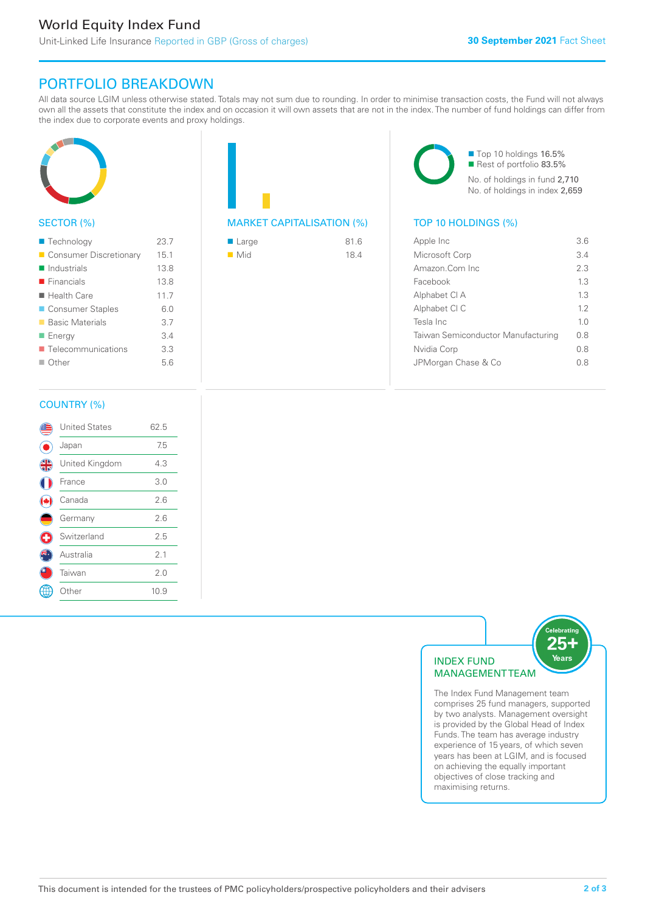# World Equity Index Fund

Unit-Linked Life Insurance Reported in GBP (Gross of charges)

**30 September 2021** Fact Sheet

## PORTFOLIO BREAKDOWN

All data source LGIM unless otherwise stated. Totals may not sum due to rounding. In order to minimise transaction costs, the Fund will not always own all the assets that constitute the index and on occasion it will own assets that are not in the index. The number of fund holdings can differ from the index due to corporate events and proxy holdings.

### SECTOR (%)

| Sector | % |
|---|---|
| Technology | 23.7 |
| Consumer Discretionary | 15.1 |
| Industrials | 13.8 |
| Financials | 13.8 |
| Health Care | 11.7 |
| Consumer Staples | 6.0 |
| Basic Materials | 3.7 |
| Energy | 3.4 |
| Telecommunications | 3.3 |
| Other | 5.6 |

### MARKET CAPITALISATION (%)

| Market cap | % |
|---|---|
| Large | 81.6 |
| Mid | 18.4 |

Top 10 holdings 16.5%
Rest of portfolio 83.5%

No. of holdings in fund 2,710
No. of holdings in index 2,659

### TOP 10 HOLDINGS (%)

| Holding | % |
|---|---|
| Apple Inc | 3.6 |
| Microsoft Corp | 3.4 |
| Amazon.Com Inc | 2.3 |
| Facebook | 1.3 |
| Alphabet Cl A | 1.3 |
| Alphabet Cl C | 1.2 |
| Tesla Inc | 1.0 |
| Taiwan Semiconductor Manufacturing | 0.8 |
| Nvidia Corp | 0.8 |
| JPMorgan Chase & Co | 0.8 |

### COUNTRY (%)

| Country | % |
|---|---|
| United States | 62.5 |
| Japan | 7.5 |
| United Kingdom | 4.3 |
| France | 3.0 |
| Canada | 2.6 |
| Germany | 2.6 |
| Switzerland | 2.5 |
| Australia | 2.1 |
| Taiwan | 2.0 |
| Other | 10.9 |

### INDEX FUND MANAGEMENT TEAM

Celebrating 25+ Years

The Index Fund Management team comprises 25 fund managers, supported by two analysts. Management oversight is provided by the Global Head of Index Funds. The team has average industry experience of 15 years, of which seven years has been at LGIM, and is focused on achieving the equally important objectives of close tracking and maximising returns.

This document is intended for the trustees of PMC policyholders/prospective policyholders and their advisers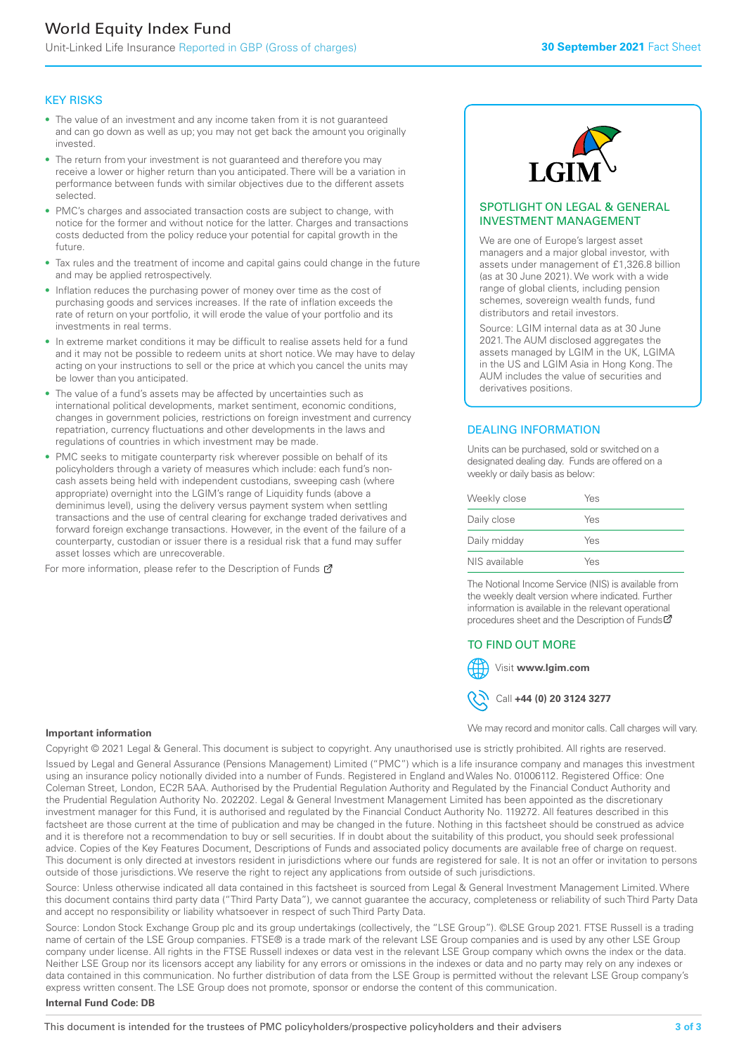# World Equity Index Fund

Unit-Linked Life Insurance Reported in GBP (Gross of charges)

**30 September 2021** Fact Sheet

## KEY RISKS

- The value of an investment and any income taken from it is not guaranteed and can go down as well as up; you may not get back the amount you originally invested.
- The return from your investment is not guaranteed and therefore you may receive a lower or higher return than you anticipated. There will be a variation in performance between funds with similar objectives due to the different assets selected.
- PMC's charges and associated transaction costs are subject to change, with notice for the former and without notice for the latter. Charges and transactions costs deducted from the policy reduce your potential for capital growth in the future.
- Tax rules and the treatment of income and capital gains could change in the future and may be applied retrospectively.
- Inflation reduces the purchasing power of money over time as the cost of purchasing goods and services increases. If the rate of inflation exceeds the rate of return on your portfolio, it will erode the value of your portfolio and its investments in real terms.
- In extreme market conditions it may be difficult to realise assets held for a fund and it may not be possible to redeem units at short notice. We may have to delay acting on your instructions to sell or the price at which you cancel the units may be lower than you anticipated.
- The value of a fund's assets may be affected by uncertainties such as international political developments, market sentiment, economic conditions, changes in government policies, restrictions on foreign investment and currency repatriation, currency fluctuations and other developments in the laws and regulations of countries in which investment may be made.
- PMC seeks to mitigate counterparty risk wherever possible on behalf of its policyholders through a variety of measures which include: each fund's non-cash assets being held with independent custodians, sweeping cash (where appropriate) overnight into the LGIM's range of Liquidity funds (above a deminimus level), using the delivery versus payment system when settling transactions and the use of central clearing for exchange traded derivatives and forward foreign exchange transactions. However, in the event of the failure of a counterparty, custodian or issuer there is a residual risk that a fund may suffer asset losses which are unrecoverable.

For more information, please refer to the Description of Funds

## SPOTLIGHT ON LEGAL & GENERAL INVESTMENT MANAGEMENT

We are one of Europe's largest asset managers and a major global investor, with assets under management of £1,326.8 billion (as at 30 June 2021). We work with a wide range of global clients, including pension schemes, sovereign wealth funds, fund distributors and retail investors.

Source: LGIM internal data as at 30 June 2021. The AUM disclosed aggregates the assets managed by LGIM in the UK, LGIMA in the US and LGIM Asia in Hong Kong. The AUM includes the value of securities and derivatives positions.

## DEALING INFORMATION

Units can be purchased, sold or switched on a designated dealing day. Funds are offered on a weekly or daily basis as below:

| | |
|---|---|
| Weekly close | Yes |
| Daily close | Yes |
| Daily midday | Yes |
| NIS available | Yes |

The Notional Income Service (NIS) is available from the weekly dealt version where indicated. Further information is available in the relevant operational procedures sheet and the Description of Funds

## TO FIND OUT MORE

Visit **www.lgim.com**

Call **+44 (0) 20 3124 3277**

We may record and monitor calls. Call charges will vary.

**Important information**

Copyright © 2021 Legal & General. This document is subject to copyright. Any unauthorised use is strictly prohibited. All rights are reserved.

Issued by Legal and General Assurance (Pensions Management) Limited ("PMC") which is a life insurance company and manages this investment using an insurance policy notionally divided into a number of Funds. Registered in England and Wales No. 01006112. Registered Office: One Coleman Street, London, EC2R 5AA. Authorised by the Prudential Regulation Authority and Regulated by the Financial Conduct Authority and the Prudential Regulation Authority No. 202202. Legal & General Investment Management Limited has been appointed as the discretionary investment manager for this Fund, it is authorised and regulated by the Financial Conduct Authority No. 119272. All features described in this factsheet are those current at the time of publication and may be changed in the future. Nothing in this factsheet should be construed as advice and it is therefore not a recommendation to buy or sell securities. If in doubt about the suitability of this product, you should seek professional advice. Copies of the Key Features Document, Descriptions of Funds and associated policy documents are available free of charge on request. This document is only directed at investors resident in jurisdictions where our funds are registered for sale. It is not an offer or invitation to persons outside of those jurisdictions. We reserve the right to reject any applications from outside of such jurisdictions.

Source: Unless otherwise indicated all data contained in this factsheet is sourced from Legal & General Investment Management Limited. Where this document contains third party data ("Third Party Data"), we cannot guarantee the accuracy, completeness or reliability of such Third Party Data and accept no responsibility or liability whatsoever in respect of such Third Party Data.

Source: London Stock Exchange Group plc and its group undertakings (collectively, the "LSE Group"). ©LSE Group 2021. FTSE Russell is a trading name of certain of the LSE Group companies. FTSE® is a trade mark of the relevant LSE Group companies and is used by any other LSE Group company under license. All rights in the FTSE Russell indexes or data vest in the relevant LSE Group company which owns the index or the data. Neither LSE Group nor its licensors accept any liability for any errors or omissions in the indexes or data and no party may rely on any indexes or data contained in this communication. No further distribution of data from the LSE Group is permitted without the relevant LSE Group company's express written consent. The LSE Group does not promote, sponsor or endorse the content of this communication.

**Internal Fund Code: DB**

This document is intended for the trustees of PMC policyholders/prospective policyholders and their advisers